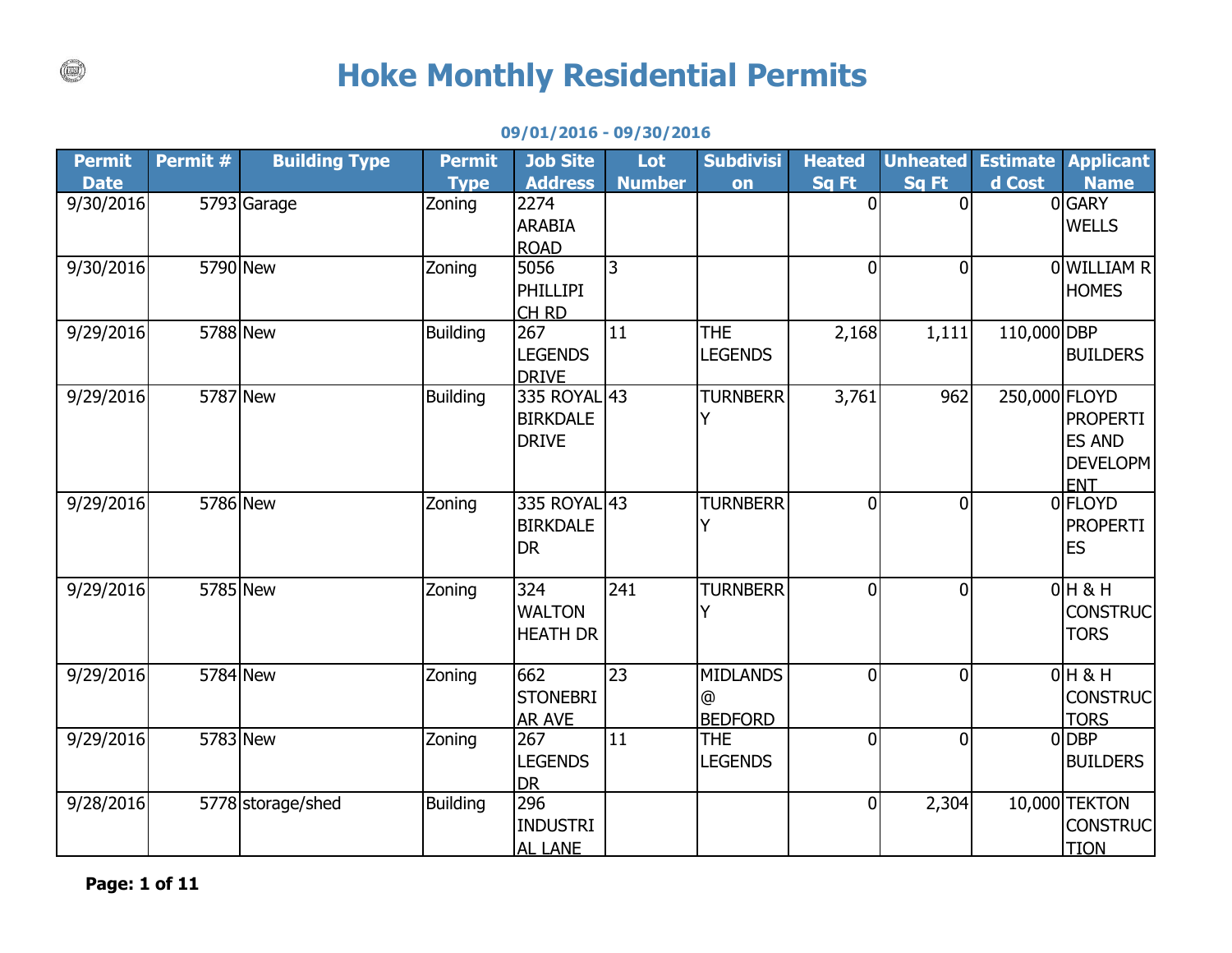# Hoke Monthly Residential Permits

**09/01/2016 - 09/30/2016**

| Permit Date | Permit # | Building Type | Permit Type | Job Site Address | Lot Number | Subdivision | Heated Sq Ft | Unheated Sq Ft | Estimated Cost | Applicant Name |
|---|---|---|---|---|---|---|---|---|---|---|
| 9/30/2016 | 5793 | Garage | Zoning | 2274 ARABIA ROAD | | | 0 | 0 | 0 | GARY WELLS |
| 9/30/2016 | 5790 | New | Zoning | 5056 PHILLIPI CH RD | 3 | | 0 | 0 | 0 | WILLIAM R HOMES |
| 9/29/2016 | 5788 | New | Building | 267 LEGENDS DRIVE | 11 | THE LEGENDS | 2,168 | 1,111 | 110,000 | DBP BUILDERS |
| 9/29/2016 | 5787 | New | Building | 335 ROYAL BIRKDALE DRIVE | 43 | TURNBERRY | 3,761 | 962 | 250,000 | FLOYD PROPERTIES AND DEVELOPMENT |
| 9/29/2016 | 5786 | New | Zoning | 335 ROYAL BIRKDALE DR | 43 | TURNBERRY | 0 | 0 | 0 | FLOYD PROPERTIES |
| 9/29/2016 | 5785 | New | Zoning | 324 WALTON HEATH DR | 241 | TURNBERRY | 0 | 0 | 0 | H & H CONSTRUCTORS |
| 9/29/2016 | 5784 | New | Zoning | 662 STONEBRIAR AVE | 23 | MIDLANDS @ BEDFORD | 0 | 0 | 0 | H & H CONSTRUCTORS |
| 9/29/2016 | 5783 | New | Zoning | 267 LEGENDS DR | 11 | THE LEGENDS | 0 | 0 | 0 | DBP BUILDERS |
| 9/28/2016 | 5778 | storage/shed | Building | 296 INDUSTRIAL LANE | | | 0 | 2,304 | 10,000 | TEKTON CONSTRUCTION |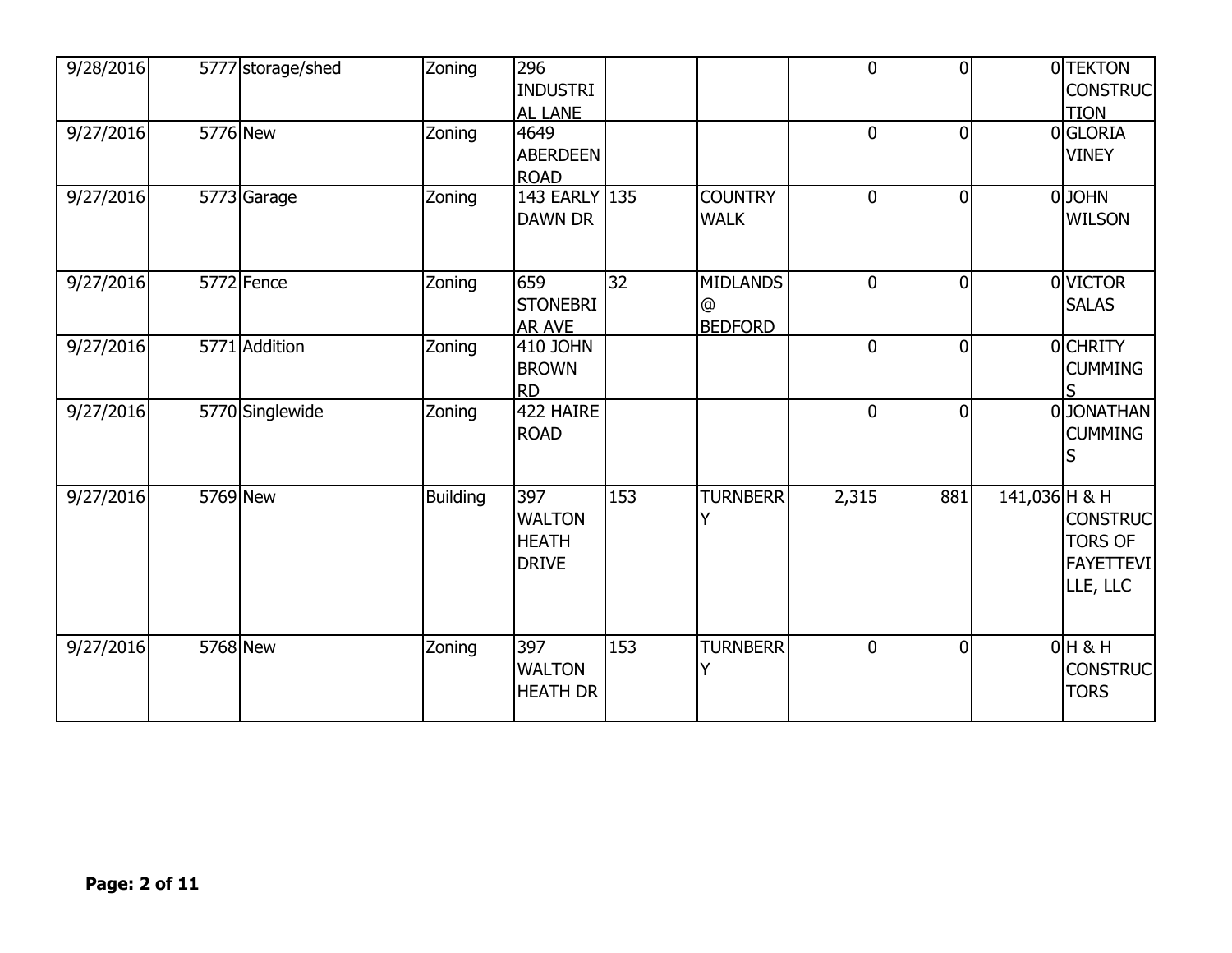| 9/28/2016 | 5777 | storage/shed | Zoning | 296 INDUSTRIAL LANE | | | 0 | 0 | 0 | TEKTON CONSTRUCTION |
|---|---|---|---|---|---|---|---|---|---|---|
| 9/27/2016 | 5776 | New | Zoning | 4649 ABERDEEN ROAD | | | 0 | 0 | 0 | GLORIA VINEY |
| 9/27/2016 | 5773 | Garage | Zoning | 143 EARLY DAWN DR | 135 | COUNTRY WALK | 0 | 0 | 0 | JOHN WILSON |
| 9/27/2016 | 5772 | Fence | Zoning | 659 STONEBRIAR AVE | 32 | MIDLANDS @ BEDFORD | 0 | 0 | 0 | VICTOR SALAS |
| 9/27/2016 | 5771 | Addition | Zoning | 410 JOHN BROWN RD | | | 0 | 0 | 0 | CHRITY CUMMINGS |
| 9/27/2016 | 5770 | Singlewide | Zoning | 422 HAIRE ROAD | | | 0 | 0 | 0 | JONATHAN CUMMINGS |
| 9/27/2016 | 5769 | New | Building | 397 WALTON HEATH DRIVE | 153 | TURNBERRY | 2,315 | 881 | 141,036 | H & H CONSTRUCTORS OF FAYETTEVILLE, LLC |
| 9/27/2016 | 5768 | New | Zoning | 397 WALTON HEATH DR | 153 | TURNBERRY | 0 | 0 | 0 | H & H CONSTRUCTORS |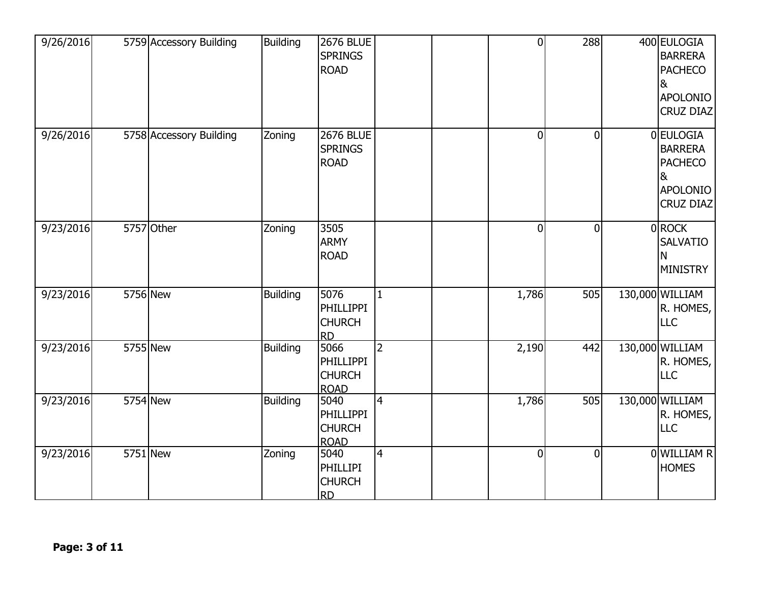| | | | | | | | | | | |
|---|---|---|---|---|---|---|---|---|---|---|
| 9/26/2016 | 5759 | Accessory Building | Building | 2676 BLUE SPRINGS ROAD | | | 0 | 288 | 400 | EULOGIA BARRERA PACHECO & APOLONIO CRUZ DIAZ |
| 9/26/2016 | 5758 | Accessory Building | Zoning | 2676 BLUE SPRINGS ROAD | | | 0 | 0 | 0 | EULOGIA BARRERA PACHECO & APOLONIO CRUZ DIAZ |
| 9/23/2016 | 5757 | Other | Zoning | 3505 ARMY ROAD | | | 0 | 0 | 0 | ROCK SALVATION MINISTRY |
| 9/23/2016 | 5756 | New | Building | 5076 PHILLIPPI CHURCH RD | 1 | | 1,786 | 505 | 130,000 | WILLIAM R. HOMES, LLC |
| 9/23/2016 | 5755 | New | Building | 5066 PHILLIPPI CHURCH ROAD | 2 | | 2,190 | 442 | 130,000 | WILLIAM R. HOMES, LLC |
| 9/23/2016 | 5754 | New | Building | 5040 PHILLIPPI CHURCH ROAD | 4 | | 1,786 | 505 | 130,000 | WILLIAM R. HOMES, LLC |
| 9/23/2016 | 5751 | New | Zoning | 5040 PHILLIPI CHURCH RD | 4 | | 0 | 0 | 0 | WILLIAM R HOMES |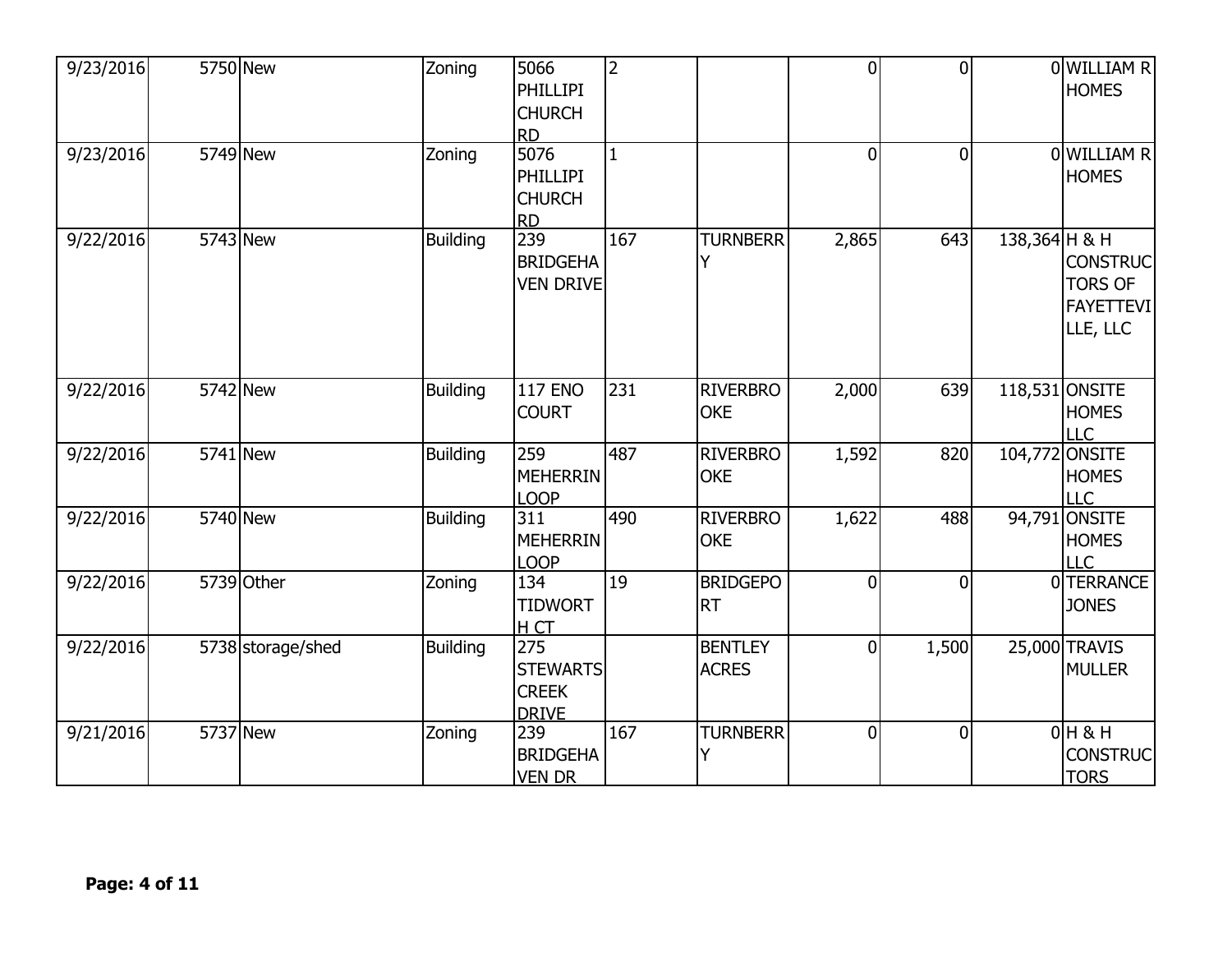| | | | | | | | | | | |
|---|---|---|---|---|---|---|---|---|---|---|
| 9/23/2016 | 5750 | New | Zoning | 5066 PHILLIPI CHURCH RD | 2 | | 0 | 0 | 0 | WILLIAM R HOMES |
| 9/23/2016 | 5749 | New | Zoning | 5076 PHILLIPI CHURCH RD | 1 | | 0 | 0 | 0 | WILLIAM R HOMES |
| 9/22/2016 | 5743 | New | Building | 239 BRIDGEHAVEN DRIVE | 167 | TURNBERRY | 2,865 | 643 | 138,364 | H & H CONSTRUCTORS OF FAYETTEVILLE, LLC |
| 9/22/2016 | 5742 | New | Building | 117 ENO COURT | 231 | RIVERBROOKE | 2,000 | 639 | 118,531 | ONSITE HOMES LLC |
| 9/22/2016 | 5741 | New | Building | 259 MEHERRIN LOOP | 487 | RIVERBROOKE | 1,592 | 820 | 104,772 | ONSITE HOMES LLC |
| 9/22/2016 | 5740 | New | Building | 311 MEHERRIN LOOP | 490 | RIVERBROOKE | 1,622 | 488 | 94,791 | ONSITE HOMES LLC |
| 9/22/2016 | 5739 | Other | Zoning | 134 TIDWORTH CT | 19 | BRIDGEPORT | 0 | 0 | 0 | TERRANCE JONES |
| 9/22/2016 | 5738 | storage/shed | Building | 275 STEWARTS CREEK DRIVE | | BENTLEY ACRES | 0 | 1,500 | 25,000 | TRAVIS MULLER |
| 9/21/2016 | 5737 | New | Zoning | 239 BRIDGEHAVEN DR | 167 | TURNBERRY | 0 | 0 | 0 | H & H CONSTRUCTORS |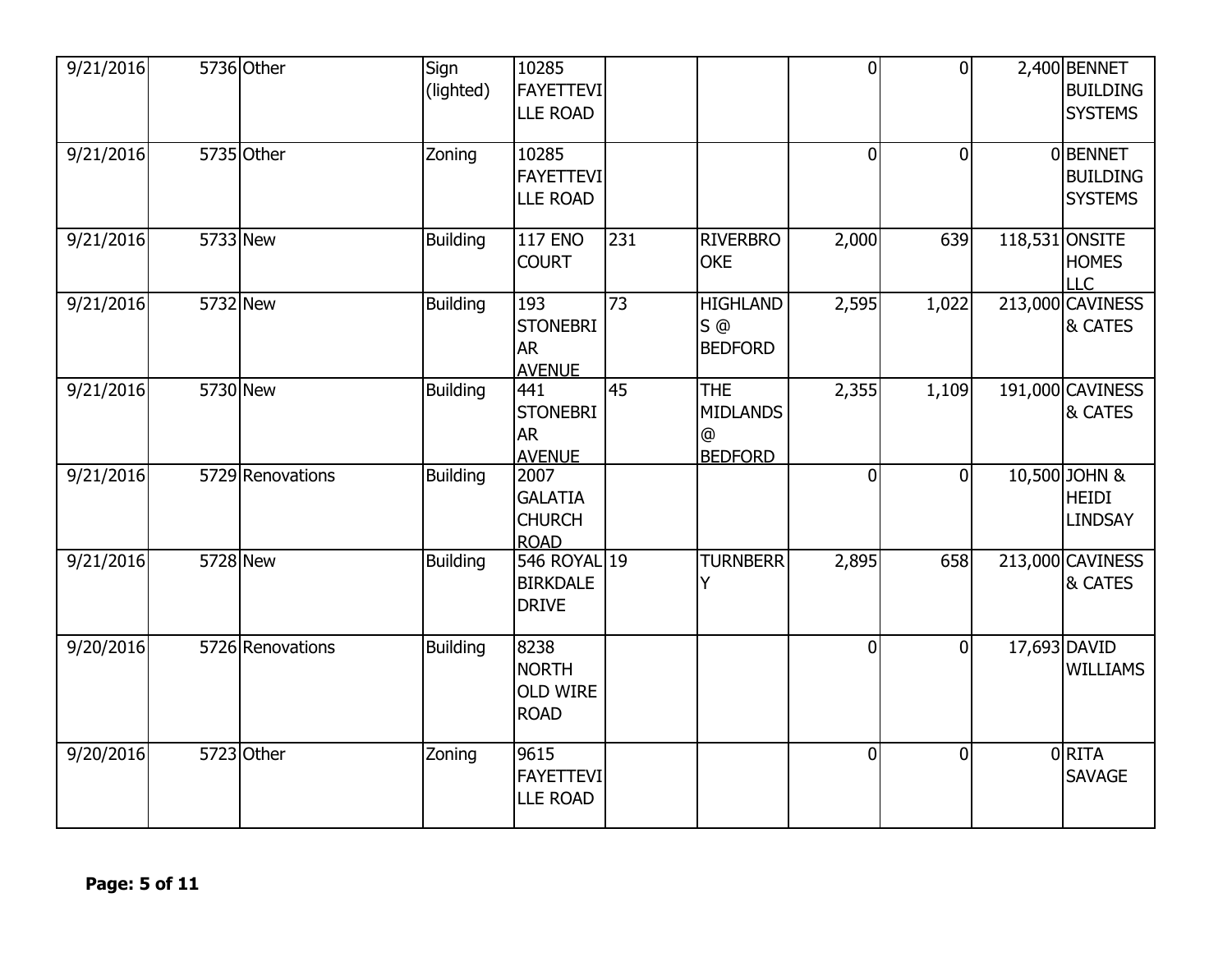| | | | | | | | | | | |
|---|---|---|---|---|---|---|---|---|---|---|
| 9/21/2016 | 5736 | Other | Sign (lighted) | 10285 FAYETTEVILLE ROAD | | | 0 | 0 | 2,400 | BENNET BUILDING SYSTEMS |
| 9/21/2016 | 5735 | Other | Zoning | 10285 FAYETTEVILLE ROAD | | | 0 | 0 | 0 | BENNET BUILDING SYSTEMS |
| 9/21/2016 | 5733 | New | Building | 117 ENO COURT | 231 | RIVERBROOKE | 2,000 | 639 | 118,531 | ONSITE HOMES LLC |
| 9/21/2016 | 5732 | New | Building | 193 STONEBRIAR AVENUE | 73 | HIGHLANDS @ BEDFORD | 2,595 | 1,022 | 213,000 | CAVINESS & CATES |
| 9/21/2016 | 5730 | New | Building | 441 STONEBRIAR AVENUE | 45 | THE MIDLANDS @ BEDFORD | 2,355 | 1,109 | 191,000 | CAVINESS & CATES |
| 9/21/2016 | 5729 | Renovations | Building | 2007 GALATIA CHURCH ROAD | | | 0 | 0 | 10,500 | JOHN & HEIDI LINDSAY |
| 9/21/2016 | 5728 | New | Building | 546 ROYAL BIRKDALE DRIVE | 19 | TURNBERRY | 2,895 | 658 | 213,000 | CAVINESS & CATES |
| 9/20/2016 | 5726 | Renovations | Building | 8238 NORTH OLD WIRE ROAD | | | 0 | 0 | 17,693 | DAVID WILLIAMS |
| 9/20/2016 | 5723 | Other | Zoning | 9615 FAYETTEVILLE ROAD | | | 0 | 0 | 0 | RITA SAVAGE |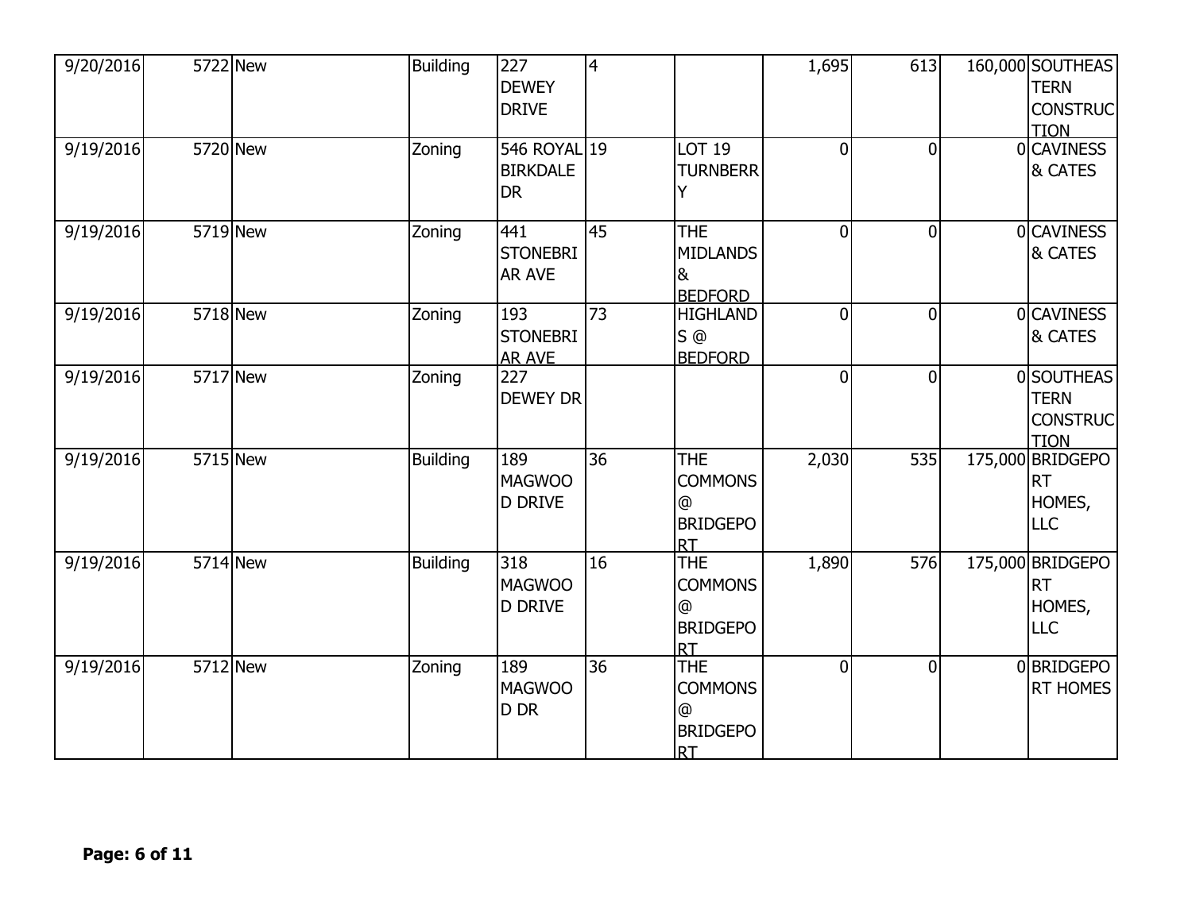| | | | | | | | | | | |
|---|---|---|---|---|---|---|---|---|---|---|
| 9/20/2016 | 5722 | New | Building | 227 DEWEY DRIVE | 4 | | 1,695 | 613 | 160,000 | SOUTHEASTERN CONSTRUCTION |
| 9/19/2016 | 5720 | New | Zoning | 546 ROYAL BIRKDALE DR | 19 | LOT 19 TURNBERRY | 0 | 0 | 0 | CAVINESS & CATES |
| 9/19/2016 | 5719 | New | Zoning | 441 STONEBRIAR AVE | 45 | THE MIDLANDS & BEDFORD | 0 | 0 | 0 | CAVINESS & CATES |
| 9/19/2016 | 5718 | New | Zoning | 193 STONEBRIAR AVE | 73 | HIGHLANDS @ BEDFORD | 0 | 0 | 0 | CAVINESS & CATES |
| 9/19/2016 | 5717 | New | Zoning | 227 DEWEY DR | | | 0 | 0 | 0 | SOUTHEASTERN CONSTRUCTION |
| 9/19/2016 | 5715 | New | Building | 189 MAGWOOD DRIVE | 36 | THE COMMONS @ BRIDGEPORT | 2,030 | 535 | 175,000 | BRIDGEPORT HOMES, LLC |
| 9/19/2016 | 5714 | New | Building | 318 MAGWOOD DRIVE | 16 | THE COMMONS @ BRIDGEPORT | 1,890 | 576 | 175,000 | BRIDGEPORT HOMES, LLC |
| 9/19/2016 | 5712 | New | Zoning | 189 MAGWOOD DR | 36 | THE COMMONS @ BRIDGEPORT | 0 | 0 | 0 | BRIDGEPORT HOMES |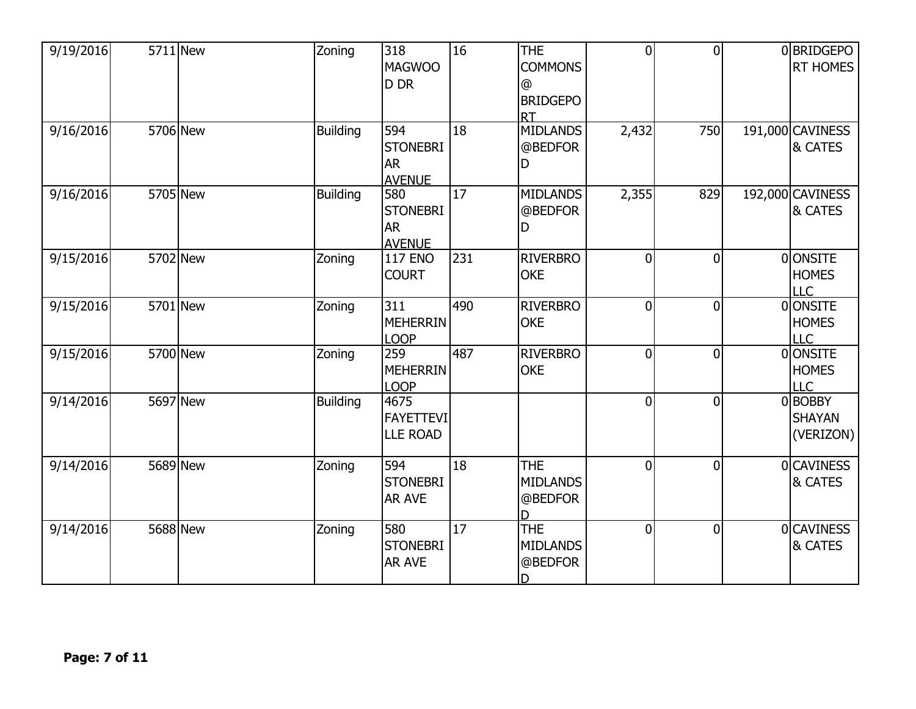| | | | | | | | | | | |
|---|---|---|---|---|---|---|---|---|---|---|
| 9/19/2016 | 5711 | New | Zoning | 318 MAGWOOD DR | 16 | THE COMMONS @ BRIDGEPORT | 0 | 0 | 0 | BRIDGEPORT HOMES |
| 9/16/2016 | 5706 | New | Building | 594 STONEBRIAR AVENUE | 18 | MIDLANDS @BEDFORD | 2,432 | 750 | 191,000 | CAVINESS & CATES |
| 9/16/2016 | 5705 | New | Building | 580 STONEBRIAR AVENUE | 17 | MIDLANDS @BEDFORD | 2,355 | 829 | 192,000 | CAVINESS & CATES |
| 9/15/2016 | 5702 | New | Zoning | 117 ENO COURT | 231 | RIVERBROOKE | 0 | 0 | 0 | ONSITE HOMES LLC |
| 9/15/2016 | 5701 | New | Zoning | 311 MEHERRIN LOOP | 490 | RIVERBROOKE | 0 | 0 | 0 | ONSITE HOMES LLC |
| 9/15/2016 | 5700 | New | Zoning | 259 MEHERRIN LOOP | 487 | RIVERBROOKE | 0 | 0 | 0 | ONSITE HOMES LLC |
| 9/14/2016 | 5697 | New | Building | 4675 FAYETTEVILLE ROAD | | | 0 | 0 | 0 | BOBBY SHAYAN (VERIZON) |
| 9/14/2016 | 5689 | New | Zoning | 594 STONEBRIAR AVE | 18 | THE MIDLANDS @BEDFORD | 0 | 0 | 0 | CAVINESS & CATES |
| 9/14/2016 | 5688 | New | Zoning | 580 STONEBRIAR AVE | 17 | THE MIDLANDS @BEDFORD | 0 | 0 | 0 | CAVINESS & CATES |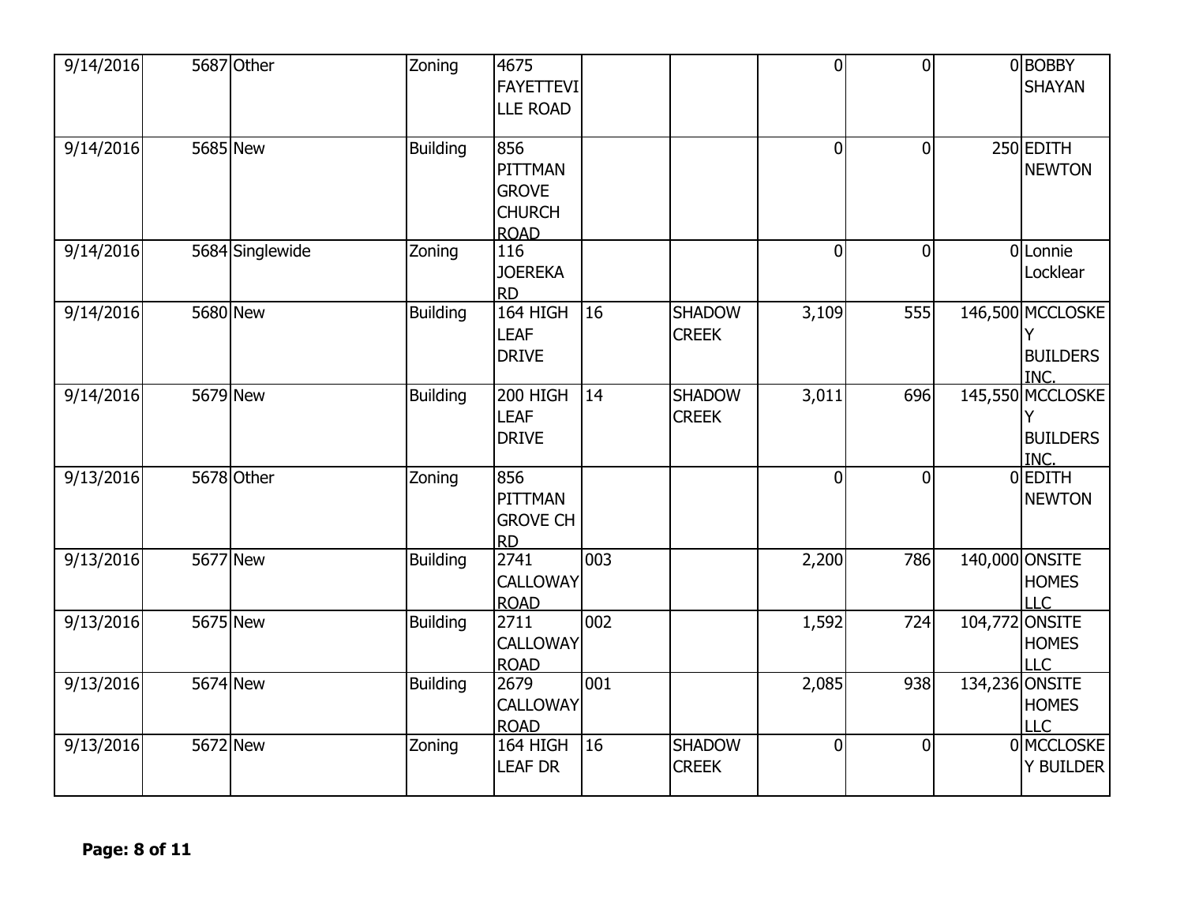| | | | | | | | | | | |
|---|---|---|---|---|---|---|---|---|---|---|
| 9/14/2016 | 5687 | Other | Zoning | 4675 FAYETTEVILLE ROAD | | | 0 | 0 | 0 | BOBBY SHAYAN |
| 9/14/2016 | 5685 | New | Building | 856 PITTMAN GROVE CHURCH ROAD | | | 0 | 0 | 250 | EDITH NEWTON |
| 9/14/2016 | 5684 | Singlewide | Zoning | 116 JOEREKA RD | | | 0 | 0 | 0 | Lonnie Locklear |
| 9/14/2016 | 5680 | New | Building | 164 HIGH LEAF DRIVE | 16 | SHADOW CREEK | 3,109 | 555 | 146,500 | MCCLOSKEY BUILDERS INC. |
| 9/14/2016 | 5679 | New | Building | 200 HIGH LEAF DRIVE | 14 | SHADOW CREEK | 3,011 | 696 | 145,550 | MCCLOSKEY BUILDERS INC. |
| 9/13/2016 | 5678 | Other | Zoning | 856 PITTMAN GROVE CH RD | | | 0 | 0 | 0 | EDITH NEWTON |
| 9/13/2016 | 5677 | New | Building | 2741 CALLOWAY ROAD | 003 | | 2,200 | 786 | 140,000 | ONSITE HOMES LLC |
| 9/13/2016 | 5675 | New | Building | 2711 CALLOWAY ROAD | 002 | | 1,592 | 724 | 104,772 | ONSITE HOMES LLC |
| 9/13/2016 | 5674 | New | Building | 2679 CALLOWAY ROAD | 001 | | 2,085 | 938 | 134,236 | ONSITE HOMES LLC |
| 9/13/2016 | 5672 | New | Zoning | 164 HIGH LEAF DR | 16 | SHADOW CREEK | 0 | 0 | 0 | MCCLOSKEY BUILDER |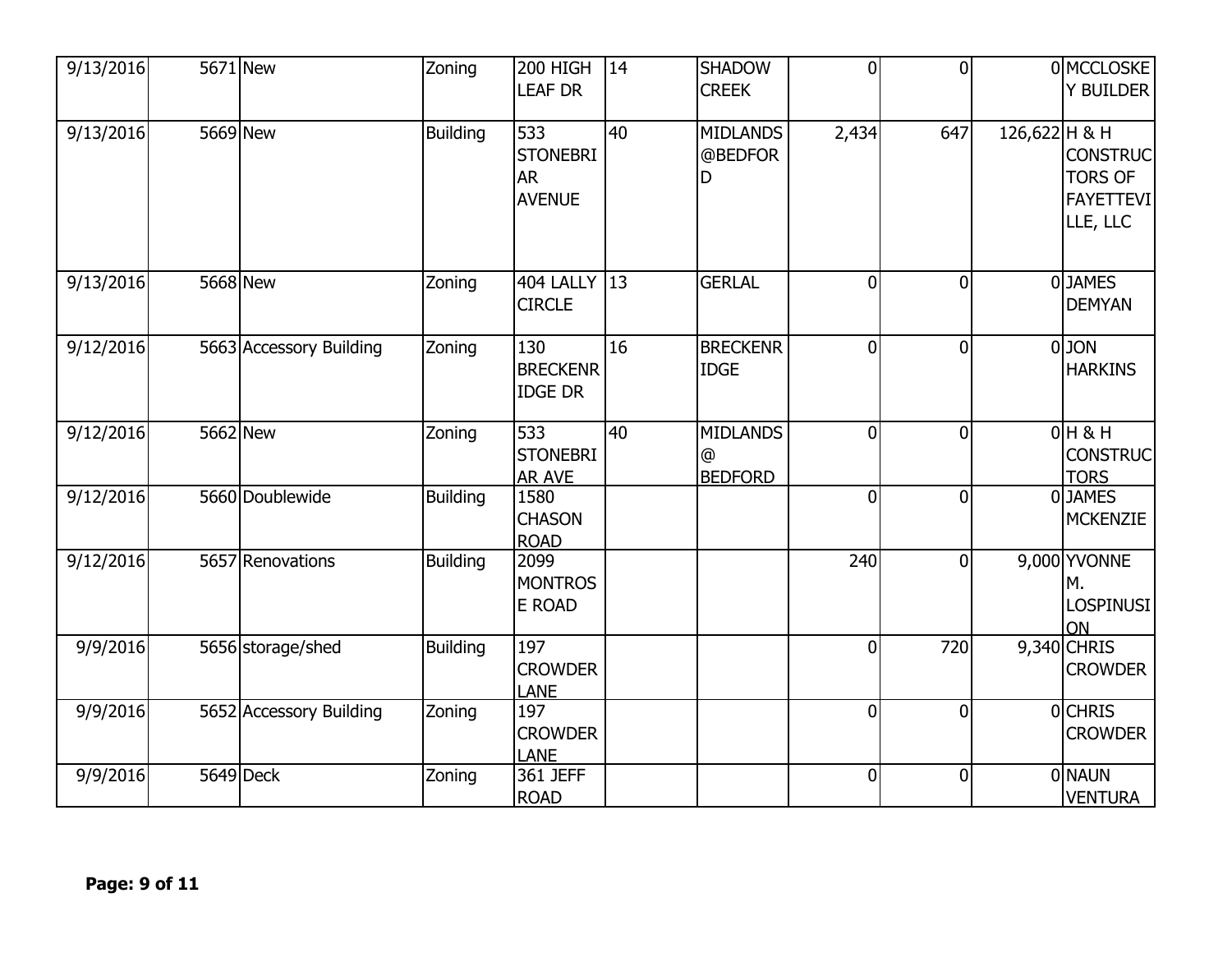| | | | | | | | | | | |
|---|---|---|---|---|---|---|---|---|---|---|
| 9/13/2016 | 5671 | New | Zoning | 200 HIGH LEAF DR | 14 | SHADOW CREEK | 0 | 0 | 0 | MCCLOSKEY BUILDER |
| 9/13/2016 | 5669 | New | Building | 533 STONEBRIAR AVENUE | 40 | MIDLANDS @BEDFORD | 2,434 | 647 | 126,622 | H & H CONSTRUCTORS OF FAYETTEVILLE, LLC |
| 9/13/2016 | 5668 | New | Zoning | 404 LALLY CIRCLE | 13 | GERLAL | 0 | 0 | 0 | JAMES DEMYAN |
| 9/12/2016 | 5663 | Accessory Building | Zoning | 130 BRECKENRIDGE DR | 16 | BRECKENRIDGE | 0 | 0 | 0 | JON HARKINS |
| 9/12/2016 | 5662 | New | Zoning | 533 STONEBRIAR AVE | 40 | MIDLANDS @ BEDFORD | 0 | 0 | 0 | H & H CONSTRUCTORS |
| 9/12/2016 | 5660 | Doublewide | Building | 1580 CHASON ROAD | | | 0 | 0 | 0 | JAMES MCKENZIE |
| 9/12/2016 | 5657 | Renovations | Building | 2099 MONTROSE ROAD | | | 240 | 0 | 9,000 | YVONNE M. LOSPINUSION |
| 9/9/2016 | 5656 | storage/shed | Building | 197 CROWDER LANE | | | 0 | 720 | 9,340 | CHRIS CROWDER |
| 9/9/2016 | 5652 | Accessory Building | Zoning | 197 CROWDER LANE | | | 0 | 0 | 0 | CHRIS CROWDER |
| 9/9/2016 | 5649 | Deck | Zoning | 361 JEFF ROAD | | | 0 | 0 | 0 | NAUN VENTURA |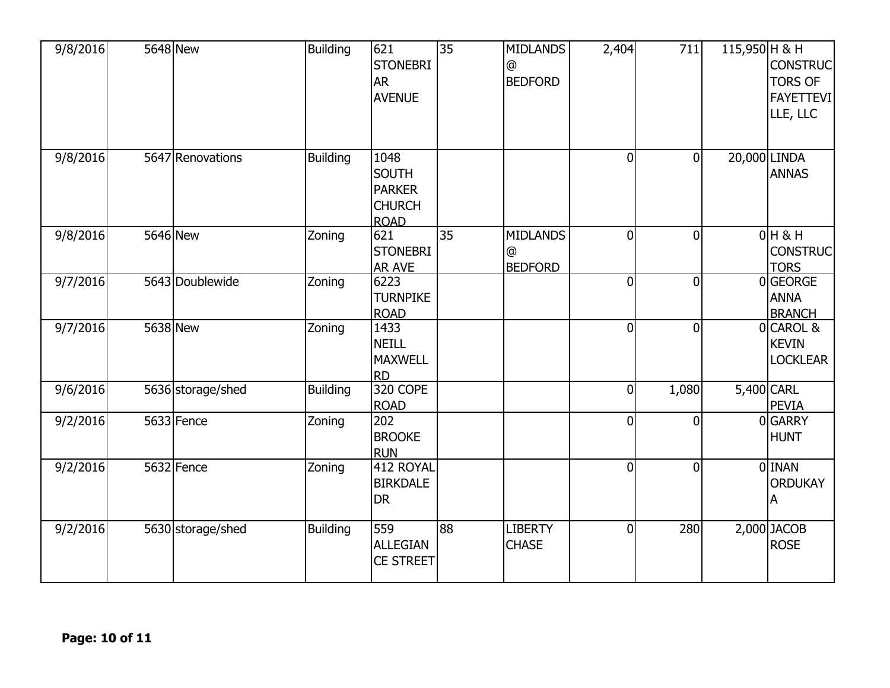| | | | | | | | | | | |
|---|---|---|---|---|---|---|---|---|---|---|
| 9/8/2016 | 5648 | New | Building | 621 STONEBRIAR AVENUE | 35 | MIDLANDS @ BEDFORD | 2,404 | 711 | 115,950 | H & H CONSTRUCTORS OF FAYETTEVILLE, LLC |
| 9/8/2016 | 5647 | Renovations | Building | 1048 SOUTH PARKER CHURCH ROAD | | | 0 | 0 | 20,000 | LINDA ANNAS |
| 9/8/2016 | 5646 | New | Zoning | 621 STONEBRIAR AVE | 35 | MIDLANDS @ BEDFORD | 0 | 0 | 0 | H & H CONSTRUCTORS |
| 9/7/2016 | 5643 | Doublewide | Zoning | 6223 TURNPIKE ROAD | | | 0 | 0 | 0 | GEORGE ANNA BRANCH |
| 9/7/2016 | 5638 | New | Zoning | 1433 NEILL MAXWELL RD | | | 0 | 0 | 0 | CAROL & KEVIN LOCKLEAR |
| 9/6/2016 | 5636 | storage/shed | Building | 320 COPE ROAD | | | 0 | 1,080 | 5,400 | CARL PEVIA |
| 9/2/2016 | 5633 | Fence | Zoning | 202 BROOKE RUN | | | 0 | 0 | 0 | GARRY HUNT |
| 9/2/2016 | 5632 | Fence | Zoning | 412 ROYAL BIRKDALE DR | | | 0 | 0 | 0 | INAN ORDUKAYA |
| 9/2/2016 | 5630 | storage/shed | Building | 559 ALLEGIANCE STREET | 88 | LIBERTY CHASE | 0 | 280 | 2,000 | JACOB ROSE |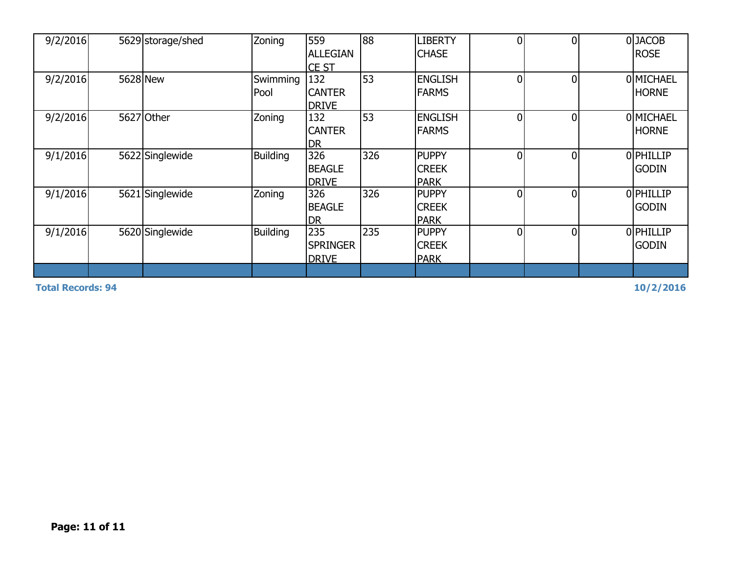| | | | | | | | | | | |
|---|---|---|---|---|---|---|---|---|---|---|
| 9/2/2016 | 5629 | storage/shed | Zoning | 559 ALLEGIANCE ST | 88 | LIBERTY CHASE | 0 | 0 | 0 | JACOB ROSE |
| 9/2/2016 | 5628 | New | Swimming Pool | 132 CANTER DRIVE | 53 | ENGLISH FARMS | 0 | 0 | 0 | MICHAEL HORNE |
| 9/2/2016 | 5627 | Other | Zoning | 132 CANTER DR | 53 | ENGLISH FARMS | 0 | 0 | 0 | MICHAEL HORNE |
| 9/1/2016 | 5622 | Singlewide | Building | 326 BEAGLE DRIVE | 326 | PUPPY CREEK PARK | 0 | 0 | 0 | PHILLIP GODIN |
| 9/1/2016 | 5621 | Singlewide | Zoning | 326 BEAGLE DR | 326 | PUPPY CREEK PARK | 0 | 0 | 0 | PHILLIP GODIN |
| 9/1/2016 | 5620 | Singlewide | Building | 235 SPRINGER DRIVE | 235 | PUPPY CREEK PARK | 0 | 0 | 0 | PHILLIP GODIN |
| | | | | | | | | | | |

**Total Records: 94**

**10/2/2016**